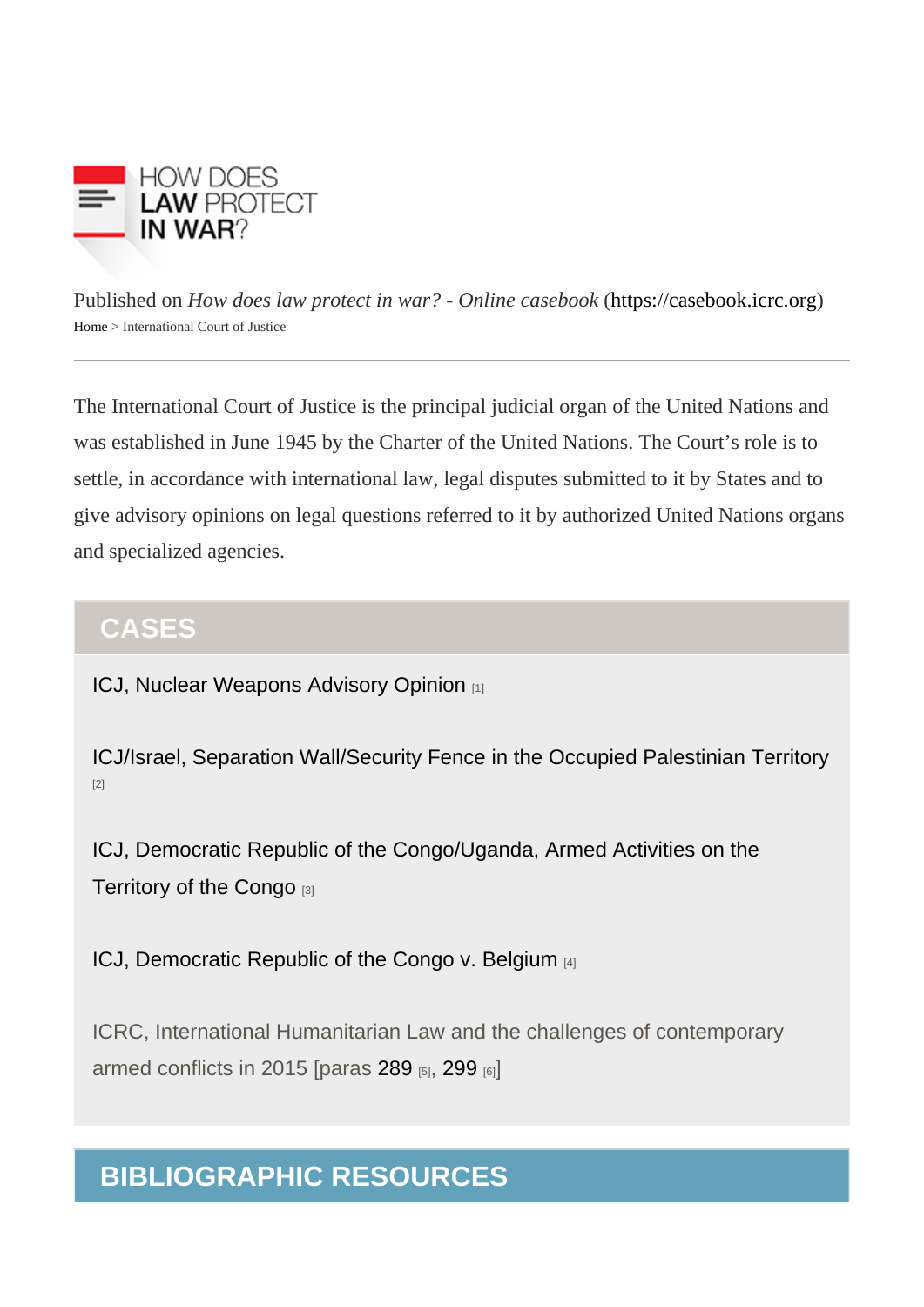HOW DOES LAW PROTECT IN WAR?

Published on *How does law protect in war? - Online casebook* (https://casebook.icrc.org)

Home > International Court of Justice

The International Court of Justice is the principal judicial organ of the United Nations and was established in June 1945 by the Charter of the United Nations. The Court's role is to settle, in accordance with international law, legal disputes submitted to it by States and to give advisory opinions on legal questions referred to it by authorized United Nations organs and specialized agencies.

## CASES

ICJ, Nuclear Weapons Advisory Opinion [1]

ICJ/Israel, Separation Wall/Security Fence in the Occupied Palestinian Territory [2]

ICJ, Democratic Republic of the Congo/Uganda, Armed Activities on the Territory of the Congo [3]

ICJ, Democratic Republic of the Congo v. Belgium [4]

ICRC, International Humanitarian Law and the challenges of contemporary armed conflicts in 2015 [paras 289 [5], 299 [6]]

## BIBLIOGRAPHIC RESOURCES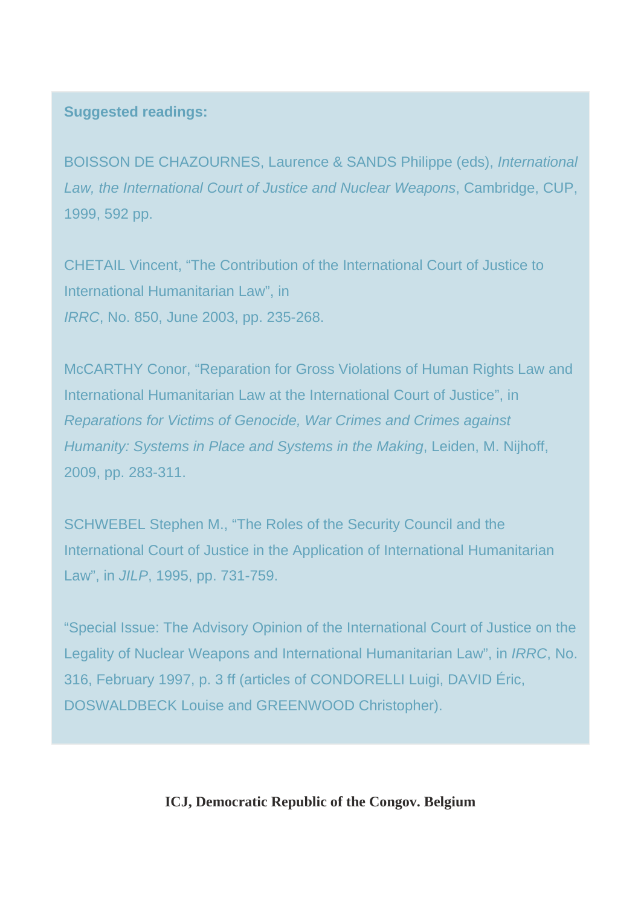**Suggested readings:**

BOISSON DE CHAZOURNES, Laurence & SANDS Philippe (eds), *International Law, the International Court of Justice and Nuclear Weapons*, Cambridge, CUP, 1999, 592 pp.

CHETAIL Vincent, “The Contribution of the International Court of Justice to International Humanitarian Law”, in *IRRC*, No. 850, June 2003, pp. 235-268.

McCARTHY Conor, “Reparation for Gross Violations of Human Rights Law and International Humanitarian Law at the International Court of Justice”, in *Reparations for Victims of Genocide, War Crimes and Crimes against Humanity: Systems in Place and Systems in the Making*, Leiden, M. Nijhoff, 2009, pp. 283-311.

SCHWEBEL Stephen M., “The Roles of the Security Council and the International Court of Justice in the Application of International Humanitarian Law”, in *JILP*, 1995, pp. 731-759.

“Special Issue: The Advisory Opinion of the International Court of Justice on the Legality of Nuclear Weapons and International Humanitarian Law”, in *IRRC*, No. 316, February 1997, p. 3 ff (articles of CONDORELLI Luigi, DAVID Éric, DOSWALDBECK Louise and GREENWOOD Christopher).

**ICJ, Democratic Republic of the Congov. Belgium**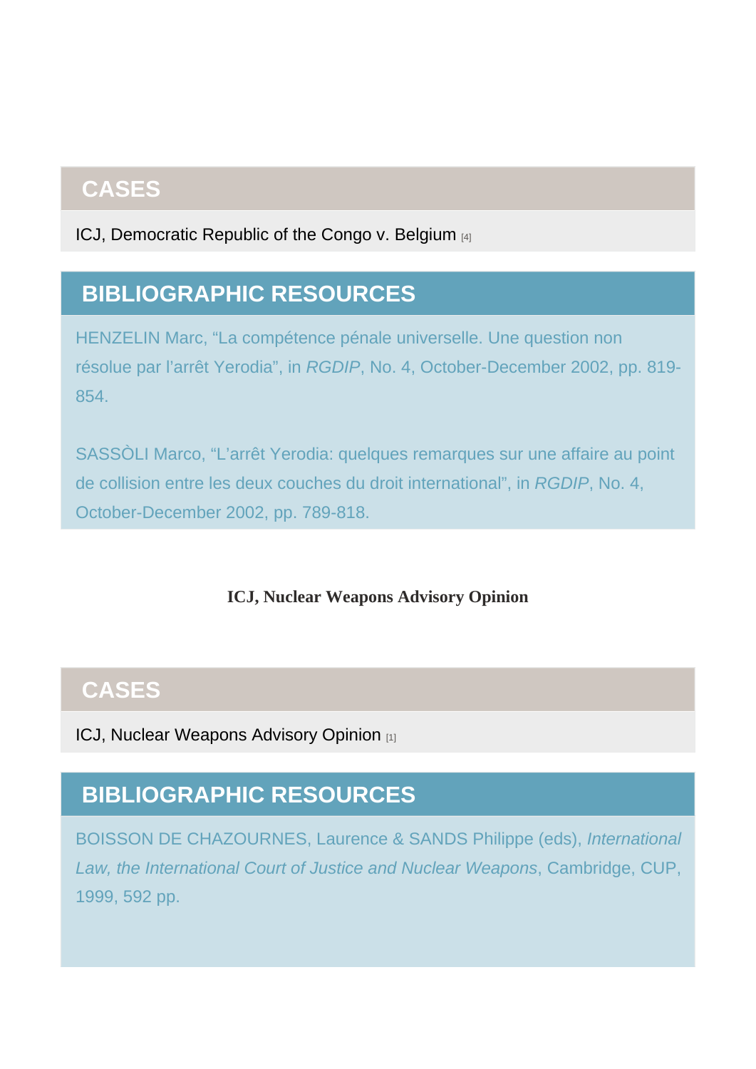## CASES

ICJ, Democratic Republic of the Congo v. Belgium [4]

## BIBLIOGRAPHIC RESOURCES

HENZELIN Marc, “La compétence pénale universelle. Une question non résolue par l’arrêt Yerodia”, in *RGDIP*, No. 4, October-December 2002, pp. 819-854.

SASSÒLI Marco, “L’arrêt Yerodia: quelques remarques sur une affaire au point de collision entre les deux couches du droit international”, in *RGDIP*, No. 4, October-December 2002, pp. 789-818.

**ICJ, Nuclear Weapons Advisory Opinion**

## CASES

ICJ, Nuclear Weapons Advisory Opinion [1]

## BIBLIOGRAPHIC RESOURCES

BOISSON DE CHAZOURNES, Laurence & SANDS Philippe (eds), *International Law, the International Court of Justice and Nuclear Weapons*, Cambridge, CUP, 1999, 592 pp.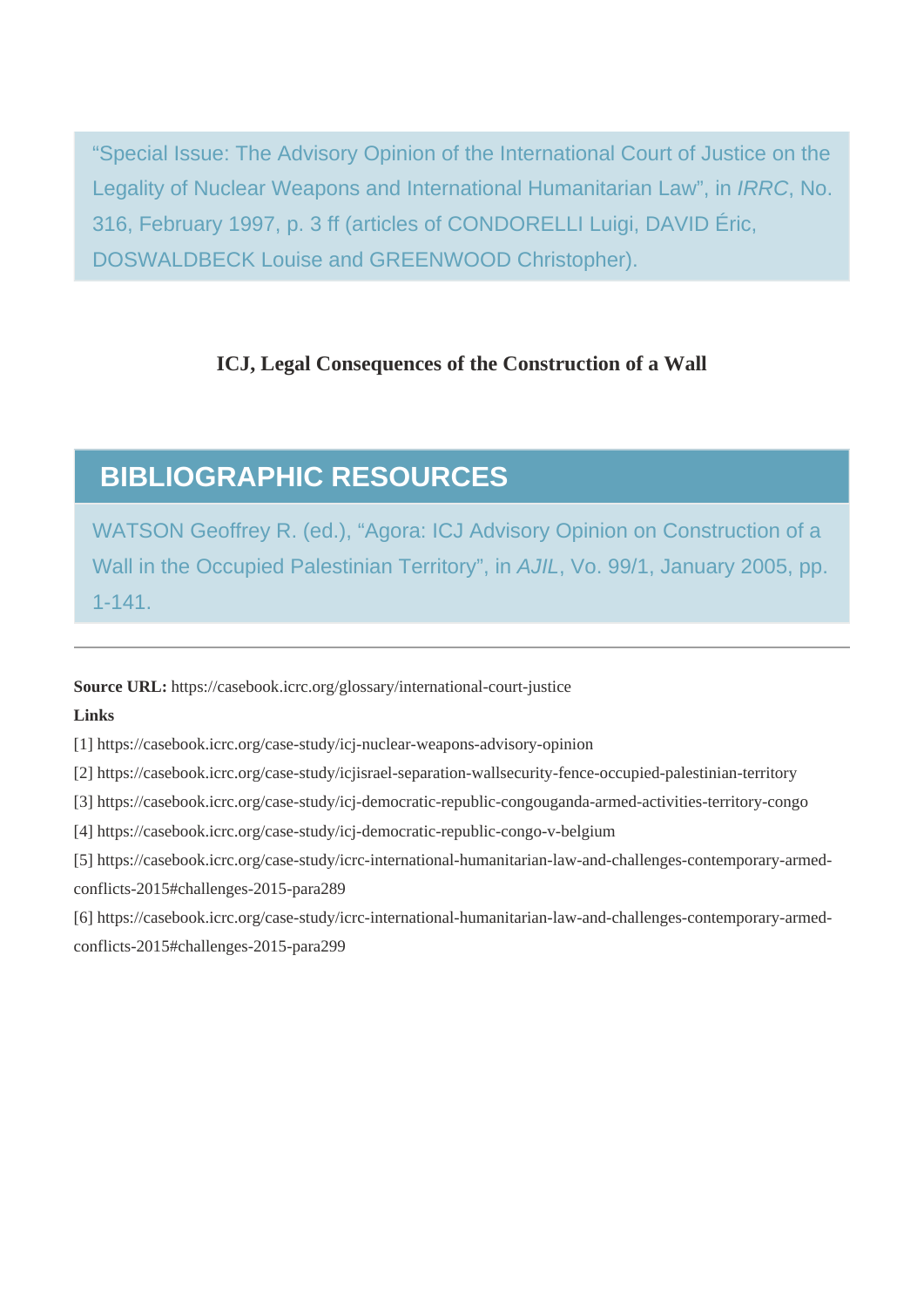"Special Issue: The Advisory Opinion of the International Court of Justice on the Legality of Nuclear Weapons and International Humanitarian Law", in *IRRC*, No. 316, February 1997, p. 3 ff (articles of CONDORELLI Luigi, DAVID Éric, DOSWALDBECK Louise and GREENWOOD Christopher).

**ICJ, Legal Consequences of the Construction of a Wall**

## BIBLIOGRAPHIC RESOURCES

WATSON Geoffrey R. (ed.), "Agora: ICJ Advisory Opinion on Construction of a Wall in the Occupied Palestinian Territory", in *AJIL*, Vo. 99/1, January 2005, pp. 1-141.

---

**Source URL:** https://casebook.icrc.org/glossary/international-court-justice

**Links**

[1] https://casebook.icrc.org/case-study/icj-nuclear-weapons-advisory-opinion

[2] https://casebook.icrc.org/case-study/icjisrael-separation-wallsecurity-fence-occupied-palestinian-territory

[3] https://casebook.icrc.org/case-study/icj-democratic-republic-congouganda-armed-activities-territory-congo

[4] https://casebook.icrc.org/case-study/icj-democratic-republic-congo-v-belgium

[5] https://casebook.icrc.org/case-study/icrc-international-humanitarian-law-and-challenges-contemporary-armed-conflicts-2015#challenges-2015-para289

[6] https://casebook.icrc.org/case-study/icrc-international-humanitarian-law-and-challenges-contemporary-armed-conflicts-2015#challenges-2015-para299